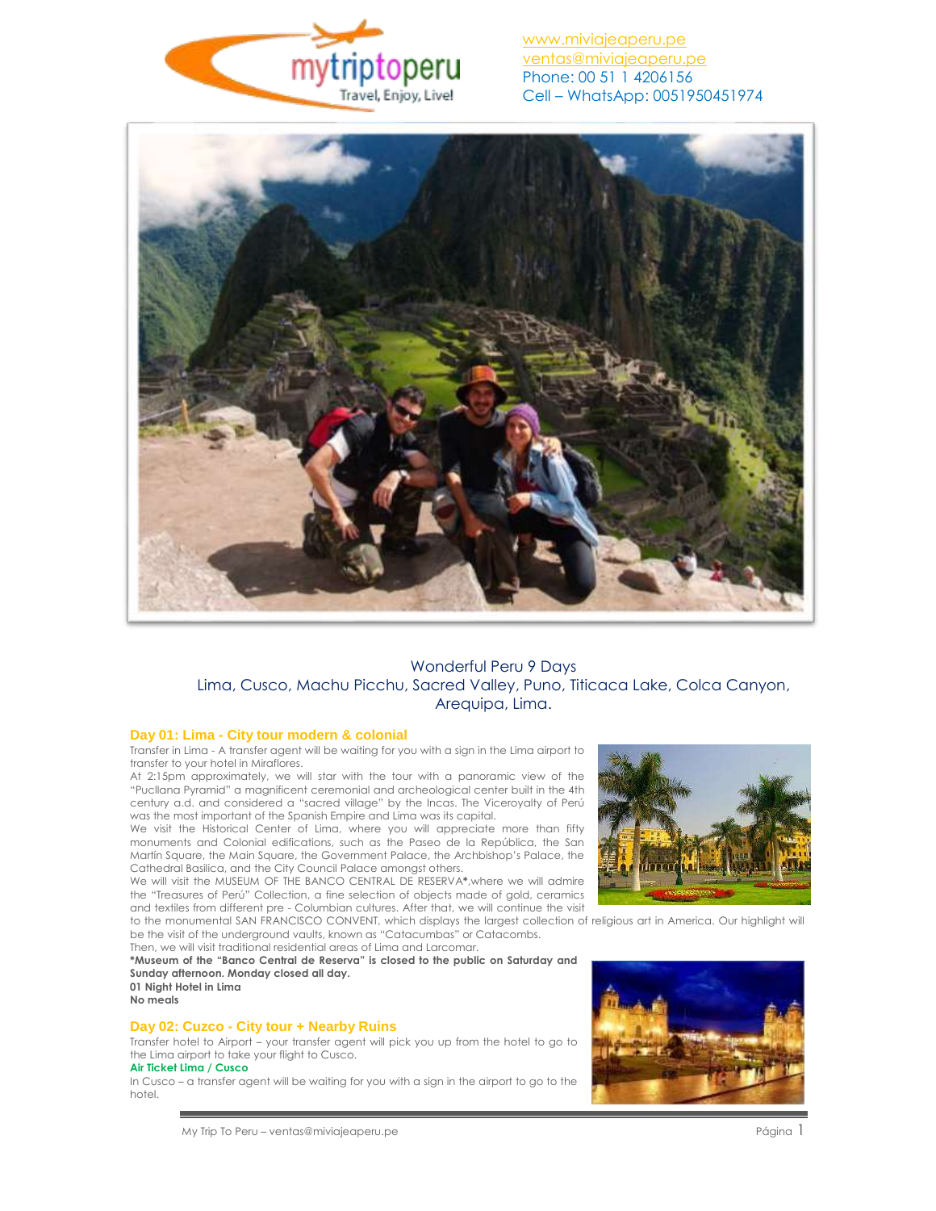www.miviajeaperu.pe
ventas@miviajeaperu.pe
Phone: 00 51 1 4206156
Cell – WhatsApp: 0051950451974

# Wonderful Peru 9 Days

Lima, Cusco, Machu Picchu, Sacred Valley, Puno, Titicaca Lake, Colca Canyon, Arequipa, Lima.

## Day 01: Lima - City tour modern & colonial

Transfer in Lima - A transfer agent will be waiting for you with a sign in the Lima airport to transfer to your hotel in Miraflores.

At 2:15pm approximately, we will star with the tour with a panoramic view of the "Pucllana Pyramid" a magnificent ceremonial and archeological center built in the 4th century a.d. and considered a "sacred village" by the Incas. The Viceroyalty of Perú was the most important of the Spanish Empire and Lima was its capital.

We visit the Historical Center of Lima, where you will appreciate more than fifty monuments and Colonial edifications, such as the Paseo de la República, the San Martín Square, the Main Square, the Government Palace, the Archbishop's Palace, the Cathedral Basilica, and the City Council Palace amongst others.

We will visit the MUSEUM OF THE BANCO CENTRAL DE RESERVA*,where we will admire the "Treasures of Perú" Collection, a fine selection of objects made of gold, ceramics and textiles from different pre - Columbian cultures. After that, we will continue the visit to the monumental SAN FRANCISCO CONVENT, which displays the largest collection of religious art in America. Our highlight will be the visit of the underground vaults, known as "Catacumbas" or Catacombs.

Then, we will visit traditional residential areas of Lima and Larcomar.

**\*Museum of the "Banco Central de Reserva" is closed to the public on Saturday and Sunday afternoon. Monday closed all day.**

**01 Night Hotel in Lima**

**No meals**

## Day 02: Cuzco - City tour + Nearby Ruins

Transfer hotel to Airport – your transfer agent will pick you up from the hotel to go to the Lima airport to take your flight to Cusco.

**Air Ticket Lima / Cusco**

In Cusco – a transfer agent will be waiting for you with a sign in the airport to go to the hotel.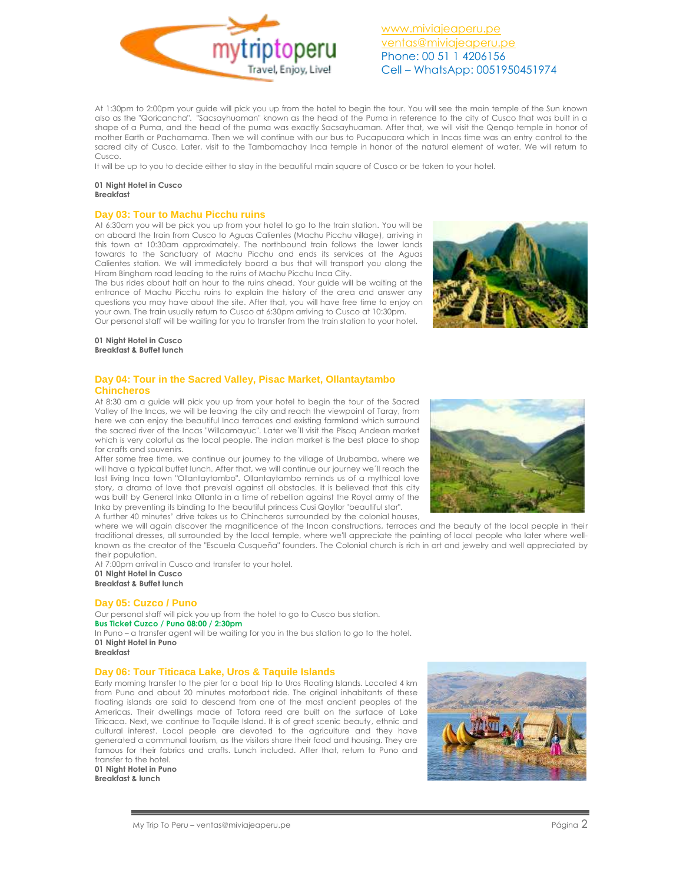At 1:30pm to 2:00pm your guide will pick you up from the hotel to begin the tour. You will see the main temple of the Sun known also as the "Qoricancha". "Sacsayhuaman" known as the head of the Puma in reference to the city of Cusco that was built in a shape of a Puma, and the head of the puma was exactly Sacsayhuaman. After that, we will visit the Qenqo temple in honor of mother Earth or Pachamama. Then we will continue with our bus to Pucapucara which in Incas time was an entry control to the sacred city of Cusco. Later, visit to the Tambomachay Inca temple in honor of the natural element of water. We will return to Cusco.

It will be up to you to decide either to stay in the beautiful main square of Cusco or be taken to your hotel.

**01 Night Hotel in Cusco**
**Breakfast**

## Day 03: Tour to Machu Picchu ruins

At 6:30am you will be pick you up from your hotel to go to the train station. You will be on aboard the train from Cusco to Aguas Calientes (Machu Picchu village), arriving in this town at 10:30am approximately. The northbound train follows the lower lands towards to the Sanctuary of Machu Picchu and ends its services at the Aguas Calientes station. We will immediately board a bus that will transport you along the Hiram Bingham road leading to the ruins of Machu Picchu Inca City.

The bus rides about half an hour to the ruins ahead. Your guide will be waiting at the entrance of Machu Picchu ruins to explain the history of the area and answer any questions you may have about the site. After that, you will have free time to enjoy on your own. The train usually return to Cusco at 6:30pm arriving to Cusco at 10:30pm.

Our personal staff will be waiting for you to transfer from the train station to your hotel.

**01 Night Hotel in Cusco**
**Breakfast & Buffet lunch**

## Day 04: Tour in the Sacred Valley, Pisac Market, Ollantaytambo Chincheros

At 8:30 am a guide will pick you up from your hotel to begin the tour of the Sacred Valley of the Incas, we will be leaving the city and reach the viewpoint of Taray, from here we can enjoy the beautiful Inca terraces and existing farmland which surround the sacred river of the Incas "Willcamayuc". Later we´ll visit the Pisaq Andean market which is very colorful as the local people. The indian market is the best place to shop for crafts and souvenirs.

After some free time, we continue our journey to the village of Urubamba, where we will have a typical buffet lunch. After that, we will continue our journey we´ll reach the last living Inca town "Ollantaytambo". Ollantaytambo reminds us of a mythical love story, a drama of love that prevail against all obstacles. It is believed that this city was built by General Inka Ollanta in a time of rebellion against the Royal army of the Inka by preventing its binding to the beautiful princess Cusi Qoyllor "beautiful star".

A further 40 minutes' drive takes us to Chincheros surrounded by the colonial houses, where we will again discover the magnificence of the Incan constructions, terraces and the beauty of the local people in their traditional dresses, all surrounded by the local temple, where we'll appreciate the painting of local people who later where well-known as the creator of the "Escuela Cusqueña" founders. The Colonial church is rich in art and jewelry and well appreciated by their population.

At 7:00pm arrival in Cusco and transfer to your hotel.

**01 Night Hotel in Cusco**
**Breakfast & Buffet lunch**

## Day 05: Cuzco / Puno

Our personal staff will pick you up from the hotel to go to Cusco bus station.

**Bus Ticket Cuzco / Puno 08:00 / 2:30pm**

In Puno – a transfer agent will be waiting for you in the bus station to go to the hotel.

**01 Night Hotel in Puno**
**Breakfast**

## Day 06: Tour Titicaca Lake, Uros & Taquile Islands

Early morning transfer to the pier for a boat trip to Uros Floating Islands. Located 4 km from Puno and about 20 minutes motorboat ride. The original inhabitants of these floating islands are said to descend from one of the most ancient peoples of the Americas. Their dwellings made of Totora reed are built on the surface of Lake Titicaca. Next, we continue to Taquile Island. It is of great scenic beauty, ethnic and cultural interest. Local people are devoted to the agriculture and they have generated a communal tourism, as the visitors share their food and housing. They are famous for their fabrics and crafts. Lunch included. After that, return to Puno and transfer to the hotel.

**01 Night Hotel in Puno**
**Breakfast & lunch**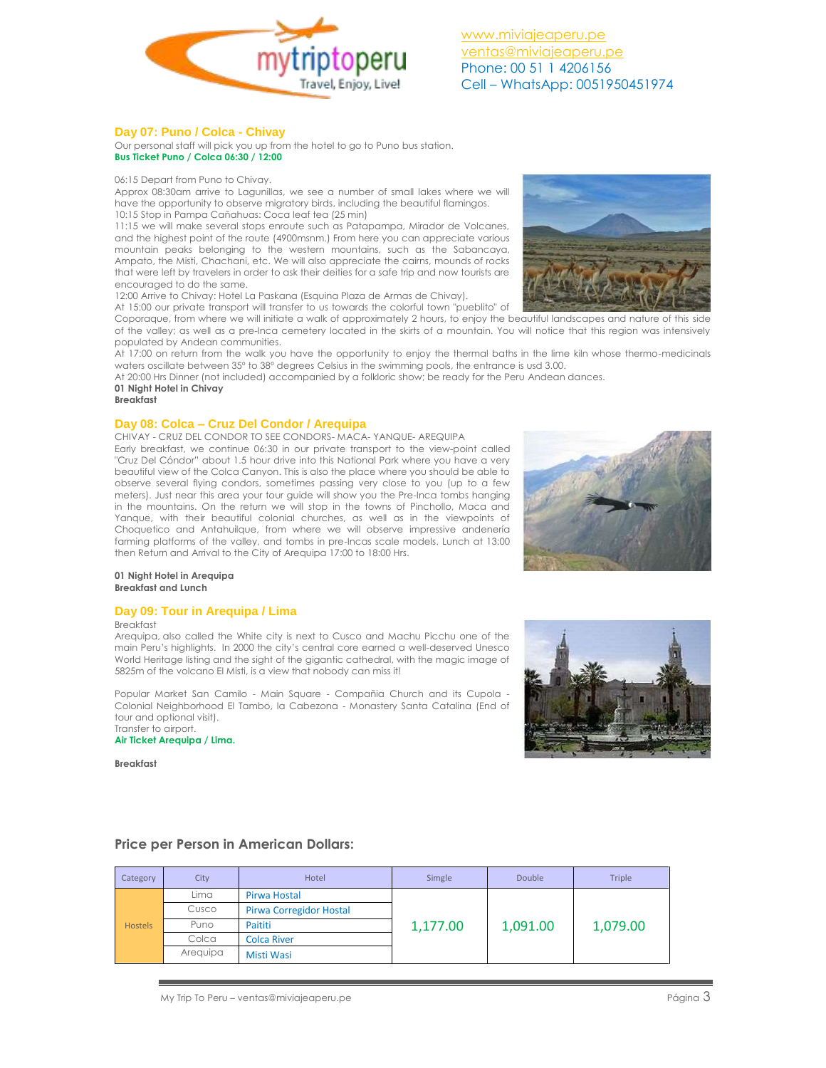## Day 07: Puno / Colca - Chivay

Our personal staff will pick you up from the hotel to go to Puno bus station.
**Bus Ticket Puno / Colca 06:30 / 12:00**

06:15 Depart from Puno to Chivay.
Approx 08:30am arrive to Lagunillas, we see a number of small lakes where we will have the opportunity to observe migratory birds, including the beautiful flamingos.
10:15 Stop in Pampa Cañahuas: Coca leaf tea (25 min)
11:15 we will make several stops enroute such as Patapampa, Mirador de Volcanes, and the highest point of the route (4900msnm.) From here you can appreciate various mountain peaks belonging to the western mountains, such as the Sabancaya, Ampato, the Misti, Chachani, etc. We will also appreciate the cairns, mounds of rocks that were left by travelers in order to ask their deities for a safe trip and now tourists are encouraged to do the same.
12:00 Arrive to Chivay: Hotel La Paskana (Esquina Plaza de Armas de Chivay).
At 15:00 our private transport will transfer to us towards the colorful town "pueblito" of Coporaque, from where we will initiate a walk of approximately 2 hours, to enjoy the beautiful landscapes and nature of this side of the valley; as well as a pre-Inca cemetery located in the skirts of a mountain. You will notice that this region was intensively populated by Andean communities.
At 17:00 on return from the walk you have the opportunity to enjoy the thermal baths in the lime kiln whose thermo-medicinals waters oscillate between 35° to 38° degrees Celsius in the swimming pools, the entrance is usd 3.00.
At 20:00 Hrs Dinner (not included) accompanied by a folkloric show; be ready for the Peru Andean dances.
**01 Night Hotel in Chivay**
**Breakfast**

## Day 08: Colca – Cruz Del Condor / Arequipa

CHIVAY - CRUZ DEL CONDOR TO SEE CONDORS- MACA- YANQUE- AREQUIPA
Early breakfast, we continue 06:30 in our private transport to the view-point called "Cruz Del Cóndor" about 1.5 hour drive into this National Park where you have a very beautiful view of the Colca Canyon. This is also the place where you should be able to observe several flying condors, sometimes passing very close to you (up to a few meters). Just near this area your tour guide will show you the Pre-Inca tombs hanging in the mountains. On the return we will stop in the towns of Pinchollo, Maca and Yanque, with their beautiful colonial churches, as well as in the viewpoints of Choquetico and Antahuilque, from where we will observe impressive andenería farming platforms of the valley, and tombs in pre-Incas scale models. Lunch at 13:00 then Return and Arrival to the City of Arequipa 17:00 to 18:00 Hrs.

**01 Night Hotel in Arequipa**
**Breakfast and Lunch**

## Day 09: Tour in Arequipa / Lima

Breakfast
Arequipa, also called the White city is next to Cusco and Machu Picchu one of the main Peru's highlights. In 2000 the city's central core earned a well-deserved Unesco World Heritage listing and the sight of the gigantic cathedral, with the magic image of 5825m of the volcano El Misti, is a view that nobody can miss it!

Popular Market San Camilo - Main Square - Compañia Church and its Cupola - Colonial Neighborhood El Tambo, la Cabezona - Monastery Santa Catalina (End of tour and optional visit).
Transfer to airport.
**Air Ticket Arequipa / Lima.**

**Breakfast**

### Price per Person in American Dollars:

| Category | City | Hotel | Simgle | Double | Triple |
|---|---|---|---|---|---|
| Hostels | Lima | Pirwa Hostal | 1,177.00 | 1,091.00 | 1,079.00 |
| | Cusco | Pirwa Corregidor Hostal | | | |
| | Puno | Paititi | | | |
| | Colca | Colca River | | | |
| | Arequipa | Misti Wasi | | | |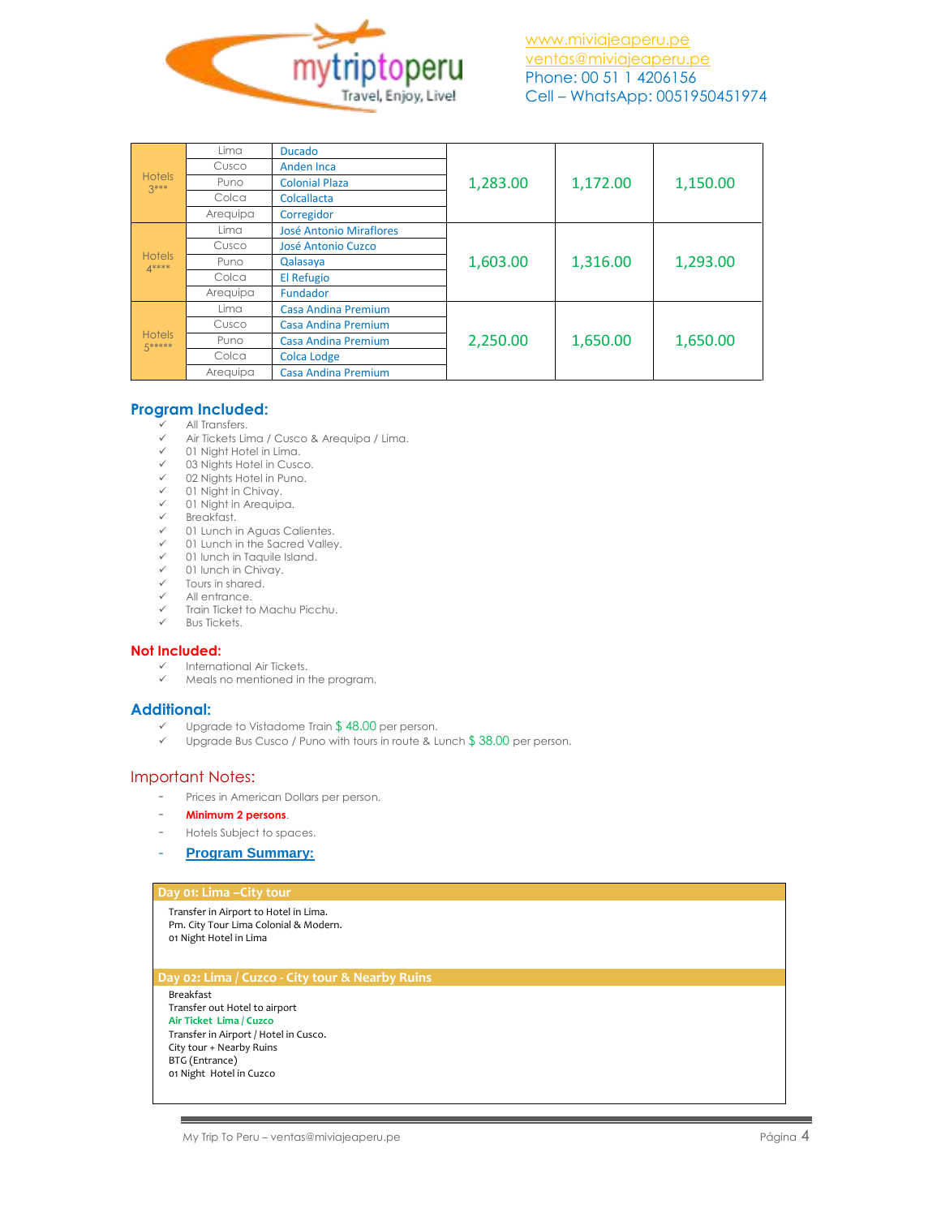www.miviajeaperu.pe
ventas@miviajeaperu.pe
Phone: 00 51 1 4206156
Cell – WhatsApp: 0051950451974

| Hotels | City | Hotel | | | |
|---|---|---|---|---|---|
| Hotels 3*** | Lima | Ducado | 1,283.00 | 1,172.00 | 1,150.00 |
| | Cusco | Anden Inca | | | |
| | Puno | Colonial Plaza | | | |
| | Colca | Colcallacta | | | |
| | Arequipa | Corregidor | | | |
| Hotels 4**** | Lima | José Antonio Miraflores | 1,603.00 | 1,316.00 | 1,293.00 |
| | Cusco | José Antonio Cuzco | | | |
| | Puno | Qalasaya | | | |
| | Colca | El Refugio | | | |
| | Arequipa | Fundador | | | |
| Hotels 5***** | Lima | Casa Andina Premium | 2,250.00 | 1,650.00 | 1,650.00 |
| | Cusco | Casa Andina Premium | | | |
| | Puno | Casa Andina Premium | | | |
| | Colca | Colca Lodge | | | |
| | Arequipa | Casa Andina Premium | | | |

## Program Included:

- ✓ All Transfers.
- ✓ Air Tickets Lima / Cusco & Arequipa / Lima.
- ✓ 01 Night Hotel in Lima.
- ✓ 03 Nights Hotel in Cusco.
- ✓ 02 Nights Hotel in Puno.
- ✓ 01 Night in Chivay.
- ✓ 01 Night in Arequipa.
- ✓ Breakfast.
- ✓ 01 Lunch in Aguas Calientes.
- ✓ 01 Lunch in the Sacred Valley.
- ✓ 01 lunch in Taquile Island.
- ✓ 01 lunch in Chivay.
- ✓ Tours in shared.
- ✓ All entrance.
- ✓ Train Ticket to Machu Picchu.
- ✓ Bus Tickets.

## Not Included:

- ✓ International Air Tickets.
- ✓ Meals no mentioned in the program.

## Additional:

- ✓ Upgrade to Vistadome Train $ 48.00 per person.
- ✓ Upgrade Bus Cusco / Puno with tours in route & Lunch $ 38.00 per person.

## Important Notes:

- Prices in American Dollars per person.
- **Minimum 2 persons**.
- Hotels Subject to spaces.
- **Program Summary:**

### Day 01: Lima –City tour

Transfer in Airport to Hotel in Lima.
Pm. City Tour Lima Colonial & Modern.
01 Night Hotel in Lima

### Day 02: Lima / Cuzco - City tour & Nearby Ruins

Breakfast
Transfer out Hotel to airport
**Air Ticket Lima / Cuzco**
Transfer in Airport / Hotel in Cusco.
City tour + Nearby Ruins
BTG (Entrance)
01 Night Hotel in Cuzco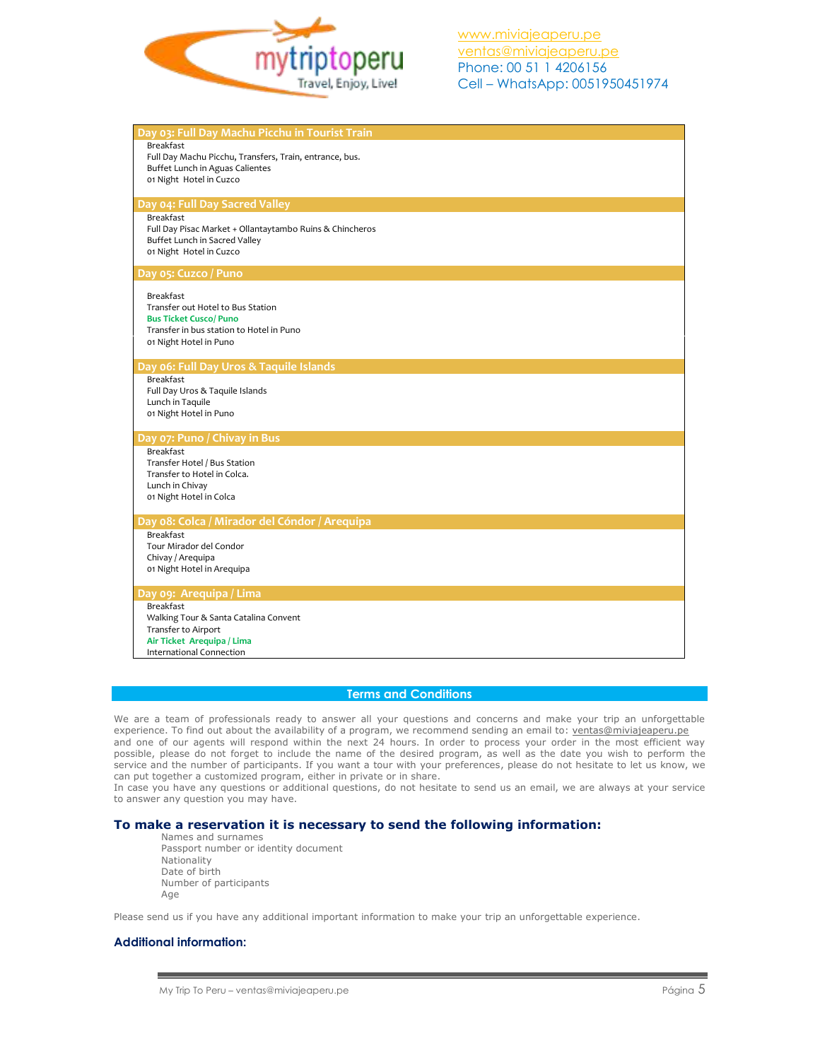## Day 03: Full Day Machu Picchu in Tourist Train

Breakfast
Full Day Machu Picchu, Transfers, Train, entrance, bus.
Buffet Lunch in Aguas Calientes
01 Night Hotel in Cuzco

## Day 04: Full Day Sacred Valley

Breakfast
Full Day Pisac Market + Ollantaytambo Ruins & Chincheros
Buffet Lunch in Sacred Valley
01 Night Hotel in Cuzco

## Day 05: Cuzco / Puno

Breakfast
Transfer out Hotel to Bus Station
**Bus Ticket Cusco/ Puno**
Transfer in bus station to Hotel in Puno
01 Night Hotel in Puno

## Day 06: Full Day Uros & Taquile Islands

Breakfast
Full Day Uros & Taquile Islands
Lunch in Taquile
01 Night Hotel in Puno

## Day 07: Puno / Chivay in Bus

Breakfast
Transfer Hotel / Bus Station
Transfer to Hotel in Colca.
Lunch in Chivay
01 Night Hotel in Colca

## Day 08: Colca / Mirador del Cóndor / Arequipa

Breakfast
Tour Mirador del Condor
Chivay / Arequipa
01 Night Hotel in Arequipa

## Day 09: Arequipa / Lima

Breakfast
Walking Tour & Santa Catalina Convent
Transfer to Airport
**Air Ticket Arequipa / Lima**
International Connection

## Terms and Conditions

We are a team of professionals ready to answer all your questions and concerns and make your trip an unforgettable experience. To find out about the availability of a program, we recommend sending an email to: ventas@miviajeaperu.pe and one of our agents will respond within the next 24 hours. In order to process your order in the most efficient way possible, please do not forget to include the name of the desired program, as well as the date you wish to perform the service and the number of participants. If you want a tour with your preferences, please do not hesitate to let us know, we can put together a customized program, either in private or in share.
In case you have any questions or additional questions, do not hesitate to send us an email, we are always at your service to answer any question you may have.

### To make a reservation it is necessary to send the following information:

- Names and surnames
- Passport number or identity document
- Nationality
- Date of birth
- Number of participants
- Age

Please send us if you have any additional important information to make your trip an unforgettable experience.

### Additional information: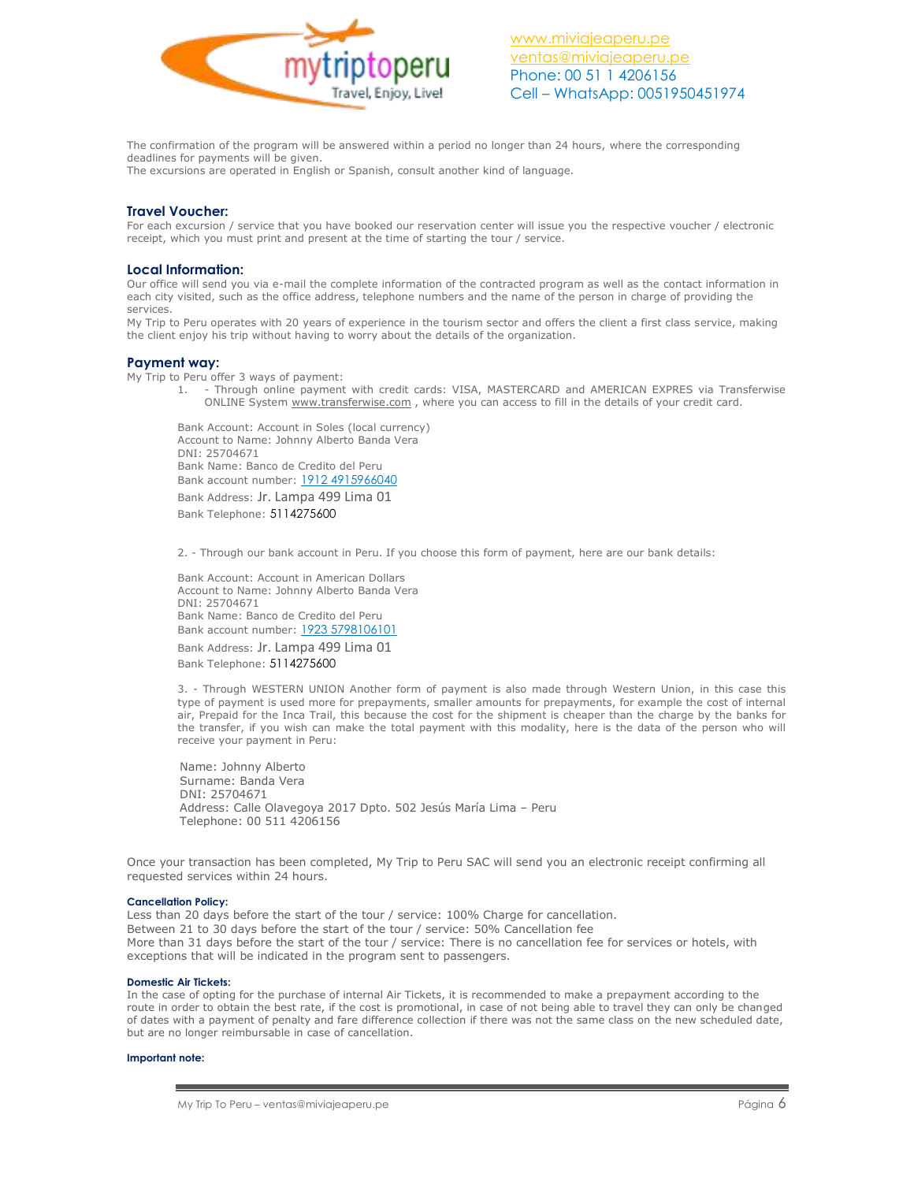The confirmation of the program will be answered within a period no longer than 24 hours, where the corresponding deadlines for payments will be given.
The excursions are operated in English or Spanish, consult another kind of language.

## Travel Voucher:

For each excursion / service that you have booked our reservation center will issue you the respective voucher / electronic receipt, which you must print and present at the time of starting the tour / service.

## Local Information:

Our office will send you via e-mail the complete information of the contracted program as well as the contact information in each city visited, such as the office address, telephone numbers and the name of the person in charge of providing the services.
My Trip to Peru operates with 20 years of experience in the tourism sector and offers the client a first class service, making the client enjoy his trip without having to worry about the details of the organization.

## Payment way:

My Trip to Peru offer 3 ways of payment:

1. - Through online payment with credit cards: VISA, MASTERCARD and AMERICAN EXPRES via Transferwise ONLINE System www.transferwise.com , where you can access to fill in the details of your credit card.

Bank Account: Account in Soles (local currency)
Account to Name: Johnny Alberto Banda Vera
DNI: 25704671
Bank Name: Banco de Credito del Peru
Bank account number: 1912 4915966040
Bank Address: Jr. Lampa 499 Lima 01
Bank Telephone: 5114275600

2. - Through our bank account in Peru. If you choose this form of payment, here are our bank details:

Bank Account: Account in American Dollars
Account to Name: Johnny Alberto Banda Vera
DNI: 25704671
Bank Name: Banco de Credito del Peru
Bank account number: 1923 5798106101
Bank Address: Jr. Lampa 499 Lima 01
Bank Telephone: 5114275600

3. - Through WESTERN UNION Another form of payment is also made through Western Union, in this case this type of payment is used more for prepayments, smaller amounts for prepayments, for example the cost of internal air, Prepaid for the Inca Trail, this because the cost for the shipment is cheaper than the charge by the banks for the transfer, if you wish can make the total payment with this modality, here is the data of the person who will receive your payment in Peru:

Name: Johnny Alberto
Surname: Banda Vera
DNI: 25704671
Address: Calle Olavegoya 2017 Dpto. 502 Jesús María Lima – Peru
Telephone: 00 511 4206156

Once your transaction has been completed, My Trip to Peru SAC will send you an electronic receipt confirming all requested services within 24 hours.

#### Cancellation Policy:

Less than 20 days before the start of the tour / service: 100% Charge for cancellation.
Between 21 to 30 days before the start of the tour / service: 50% Cancellation fee
More than 31 days before the start of the tour / service: There is no cancellation fee for services or hotels, with exceptions that will be indicated in the program sent to passengers.

#### Domestic Air Tickets:

In the case of opting for the purchase of internal Air Tickets, it is recommended to make a prepayment according to the route in order to obtain the best rate, if the cost is promotional, in case of not being able to travel they can only be changed of dates with a payment of penalty and fare difference collection if there was not the same class on the new scheduled date, but are no longer reimbursable in case of cancellation.

#### Important note: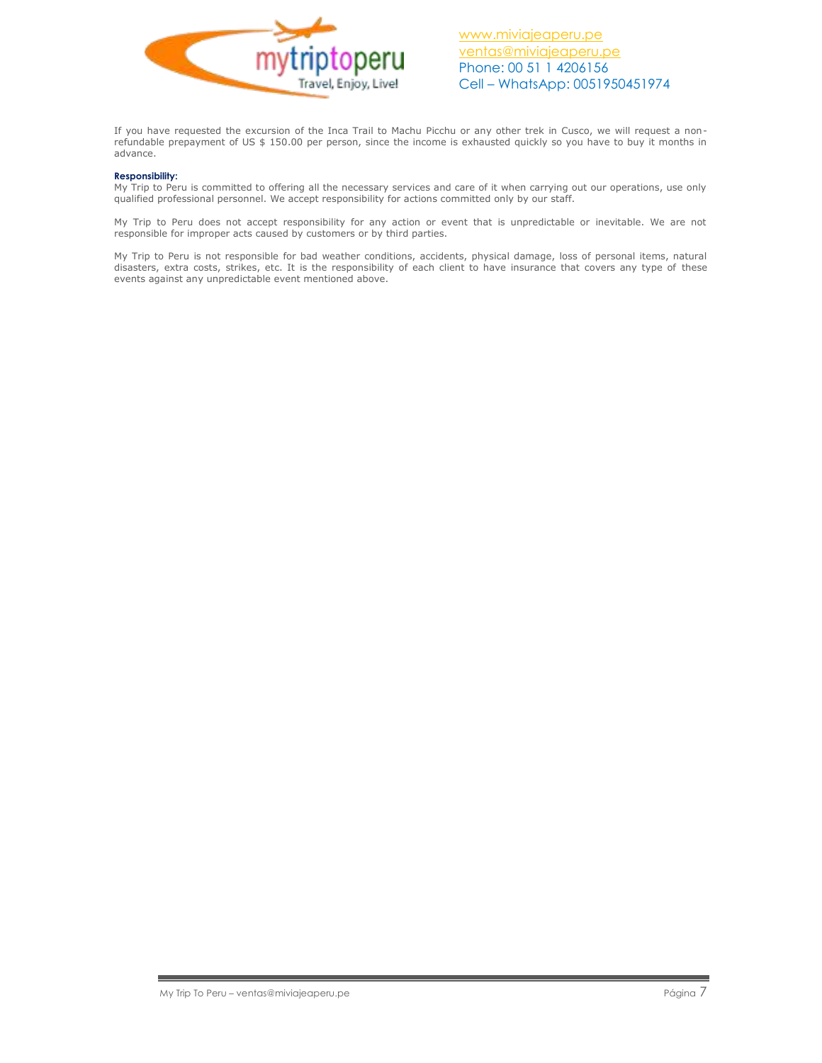If you have requested the excursion of the Inca Trail to Machu Picchu or any other trek in Cusco, we will request a non-refundable prepayment of US $ 150.00 per person, since the income is exhausted quickly so you have to buy it months in advance.

**Responsibility:**

My Trip to Peru is committed to offering all the necessary services and care of it when carrying out our operations, use only qualified professional personnel. We accept responsibility for actions committed only by our staff.

My Trip to Peru does not accept responsibility for any action or event that is unpredictable or inevitable. We are not responsible for improper acts caused by customers or by third parties.

My Trip to Peru is not responsible for bad weather conditions, accidents, physical damage, loss of personal items, natural disasters, extra costs, strikes, etc. It is the responsibility of each client to have insurance that covers any type of these events against any unpredictable event mentioned above.